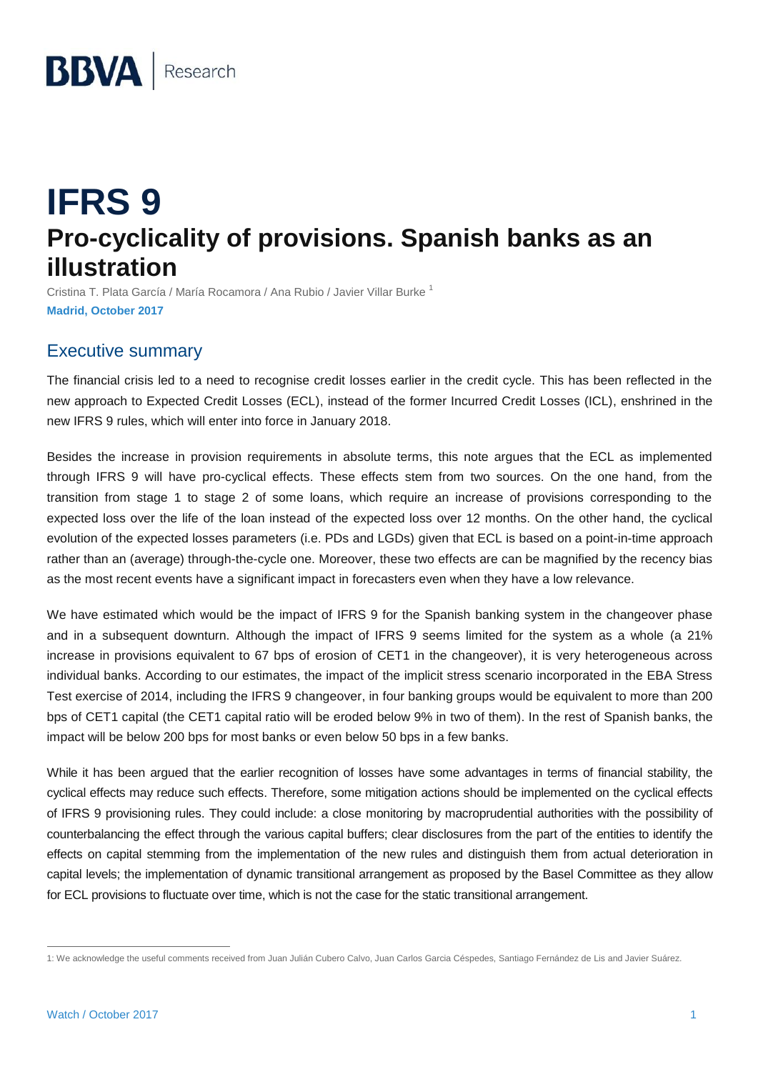BBVA | Research

# IFRS 9

## Pro-cyclicality of provisions. Spanish banks as an illustration

Cristina T. Plata García / María Rocamora / Ana Rubio / Javier Villar Burke [1]

**Madrid, October 2017**

## Executive summary

The financial crisis led to a need to recognise credit losses earlier in the credit cycle. This has been reflected in the new approach to Expected Credit Losses (ECL), instead of the former Incurred Credit Losses (ICL), enshrined in the new IFRS 9 rules, which will enter into force in January 2018.

Besides the increase in provision requirements in absolute terms, this note argues that the ECL as implemented through IFRS 9 will have pro-cyclical effects. These effects stem from two sources. On the one hand, from the transition from stage 1 to stage 2 of some loans, which require an increase of provisions corresponding to the expected loss over the life of the loan instead of the expected loss over 12 months. On the other hand, the cyclical evolution of the expected losses parameters (i.e. PDs and LGDs) given that ECL is based on a point-in-time approach rather than an (average) through-the-cycle one. Moreover, these two effects are can be magnified by the recency bias as the most recent events have a significant impact in forecasters even when they have a low relevance.

We have estimated which would be the impact of IFRS 9 for the Spanish banking system in the changeover phase and in a subsequent downturn. Although the impact of IFRS 9 seems limited for the system as a whole (a 21% increase in provisions equivalent to 67 bps of erosion of CET1 in the changeover), it is very heterogeneous across individual banks. According to our estimates, the impact of the implicit stress scenario incorporated in the EBA Stress Test exercise of 2014, including the IFRS 9 changeover, in four banking groups would be equivalent to more than 200 bps of CET1 capital (the CET1 capital ratio will be eroded below 9% in two of them). In the rest of Spanish banks, the impact will be below 200 bps for most banks or even below 50 bps in a few banks.

While it has been argued that the earlier recognition of losses have some advantages in terms of financial stability, the cyclical effects may reduce such effects. Therefore, some mitigation actions should be implemented on the cyclical effects of IFRS 9 provisioning rules. They could include: a close monitoring by macroprudential authorities with the possibility of counterbalancing the effect through the various capital buffers; clear disclosures from the part of the entities to identify the effects on capital stemming from the implementation of the new rules and distinguish them from actual deterioration in capital levels; the implementation of dynamic transitional arrangement as proposed by the Basel Committee as they allow for ECL provisions to fluctuate over time, which is not the case for the static transitional arrangement.

---

1: We acknowledge the useful comments received from Juan Julián Cubero Calvo, Juan Carlos Garcia Céspedes, Santiago Fernández de Lis and Javier Suárez.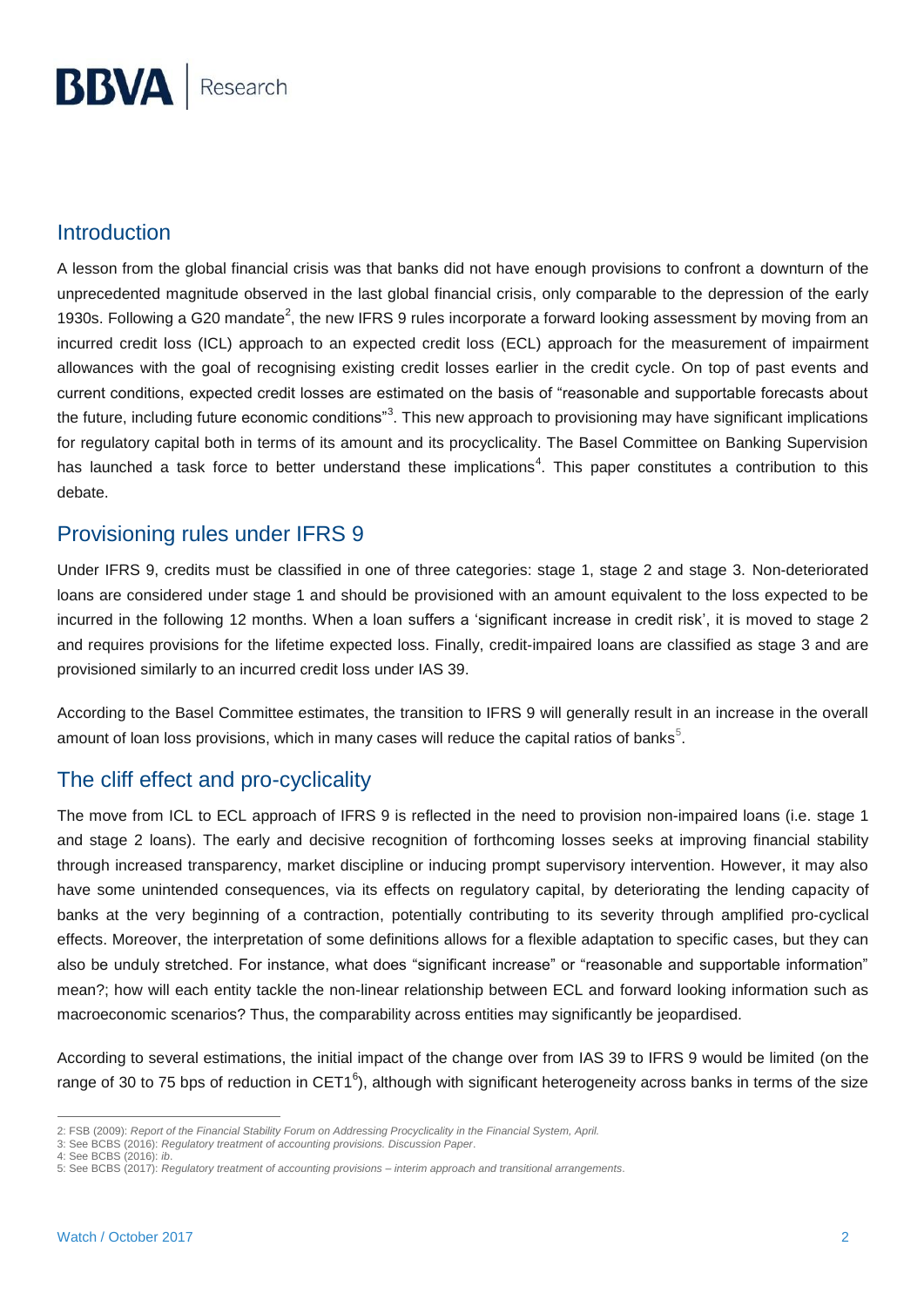## Introduction

A lesson from the global financial crisis was that banks did not have enough provisions to confront a downturn of the unprecedented magnitude observed in the last global financial crisis, only comparable to the depression of the early 1930s. Following a G20 mandate[2], the new IFRS 9 rules incorporate a forward looking assessment by moving from an incurred credit loss (ICL) approach to an expected credit loss (ECL) approach for the measurement of impairment allowances with the goal of recognising existing credit losses earlier in the credit cycle. On top of past events and current conditions, expected credit losses are estimated on the basis of "reasonable and supportable forecasts about the future, including future economic conditions"[3]. This new approach to provisioning may have significant implications for regulatory capital both in terms of its amount and its procyclicality. The Basel Committee on Banking Supervision has launched a task force to better understand these implications[4]. This paper constitutes a contribution to this debate.

## Provisioning rules under IFRS 9

Under IFRS 9, credits must be classified in one of three categories: stage 1, stage 2 and stage 3. Non-deteriorated loans are considered under stage 1 and should be provisioned with an amount equivalent to the loss expected to be incurred in the following 12 months. When a loan suffers a 'significant increase in credit risk', it is moved to stage 2 and requires provisions for the lifetime expected loss. Finally, credit-impaired loans are classified as stage 3 and are provisioned similarly to an incurred credit loss under IAS 39.

According to the Basel Committee estimates, the transition to IFRS 9 will generally result in an increase in the overall amount of loan loss provisions, which in many cases will reduce the capital ratios of banks[5].

## The cliff effect and pro-cyclicality

The move from ICL to ECL approach of IFRS 9 is reflected in the need to provision non-impaired loans (i.e. stage 1 and stage 2 loans). The early and decisive recognition of forthcoming losses seeks at improving financial stability through increased transparency, market discipline or inducing prompt supervisory intervention. However, it may also have some unintended consequences, via its effects on regulatory capital, by deteriorating the lending capacity of banks at the very beginning of a contraction, potentially contributing to its severity through amplified pro-cyclical effects. Moreover, the interpretation of some definitions allows for a flexible adaptation to specific cases, but they can also be unduly stretched. For instance, what does "significant increase" or "reasonable and supportable information" mean?; how will each entity tackle the non-linear relationship between ECL and forward looking information such as macroeconomic scenarios? Thus, the comparability across entities may significantly be jeopardised.

According to several estimations, the initial impact of the change over from IAS 39 to IFRS 9 would be limited (on the range of 30 to 75 bps of reduction in CET1[6]), although with significant heterogeneity across banks in terms of the size

---

2: FSB (2009): *Report of the Financial Stability Forum on Addressing Procyclicality in the Financial System, April.*
3: See BCBS (2016): *Regulatory treatment of accounting provisions. Discussion Paper*.
4: See BCBS (2016): *ib*.
5: See BCBS (2017): *Regulatory treatment of accounting provisions – interim approach and transitional arrangements*.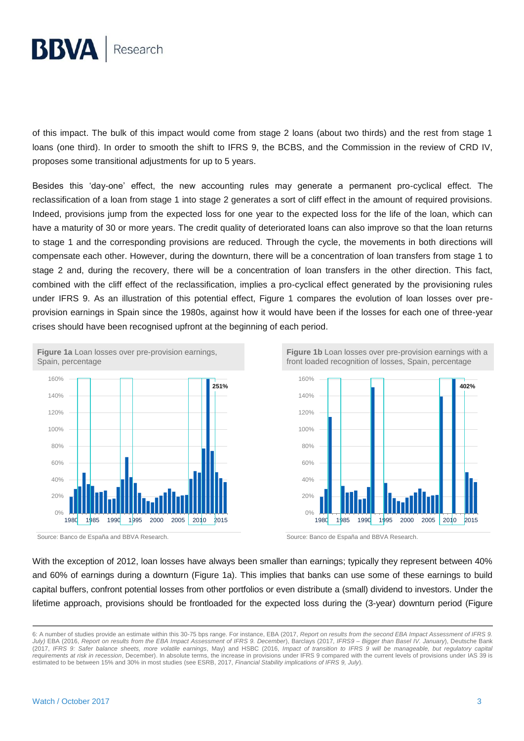of this impact. The bulk of this impact would come from stage 2 loans (about two thirds) and the rest from stage 1 loans (one third). In order to smooth the shift to IFRS 9, the BCBS, and the Commission in the review of CRD IV, proposes some transitional adjustments for up to 5 years.

Besides this 'day-one' effect, the new accounting rules may generate a permanent pro-cyclical effect. The reclassification of a loan from stage 1 into stage 2 generates a sort of cliff effect in the amount of required provisions. Indeed, provisions jump from the expected loss for one year to the expected loss for the life of the loan, which can have a maturity of 30 or more years. The credit quality of deteriorated loans can also improve so that the loan returns to stage 1 and the corresponding provisions are reduced. Through the cycle, the movements in both directions will compensate each other. However, during the downturn, there will be a concentration of loan transfers from stage 1 to stage 2 and, during the recovery, there will be a concentration of loan transfers in the other direction. This fact, combined with the cliff effect of the reclassification, implies a pro-cyclical effect generated by the provisioning rules under IFRS 9. As an illustration of this potential effect, Figure 1 compares the evolution of loan losses over pre-provision earnings in Spain since the 1980s, against how it would have been if the losses for each one of three-year crises should have been recognised upfront at the beginning of each period.

**Figure 1a** Loan losses over pre-provision earnings, Spain, percentage

Source: Banco de España and BBVA Research.

**Figure 1b** Loan losses over pre-provision earnings with a front loaded recognition of losses, Spain, percentage

Source: Banco de España and BBVA Research.

With the exception of 2012, loan losses have always been smaller than earnings; typically they represent between 40% and 60% of earnings during a downturn (Figure 1a). This implies that banks can use some of these earnings to build capital buffers, confront potential losses from other portfolios or even distribute a (small) dividend to investors. Under the lifetime approach, provisions should be frontloaded for the expected loss during the (3-year) downturn period (Figure

6: A number of studies provide an estimate within this 30-75 bps range. For instance, EBA (2017, *Report on results from the second EBA Impact Assessment of IFRS 9. July)* EBA (2016, *Report on results from the EBA Impact Assessment of IFRS 9. December*), Barclays (2017, *IFRS9 – Bigger than Basel IV. January*), Deutsche Bank (2017, *IFRS 9: Safer balance sheets, more volatile earnings*, May) and HSBC (2016, *Impact of transition to IFRS 9 will be manageable, but regulatory capital requirements at risk in recession*, December). In absolute terms, the increase in provisions under IFRS 9 compared with the current levels of provisions under IAS 39 is estimated to be between 15% and 30% in most studies (see ESRB, 2017, *Financial Stability implications of IFRS 9, July*).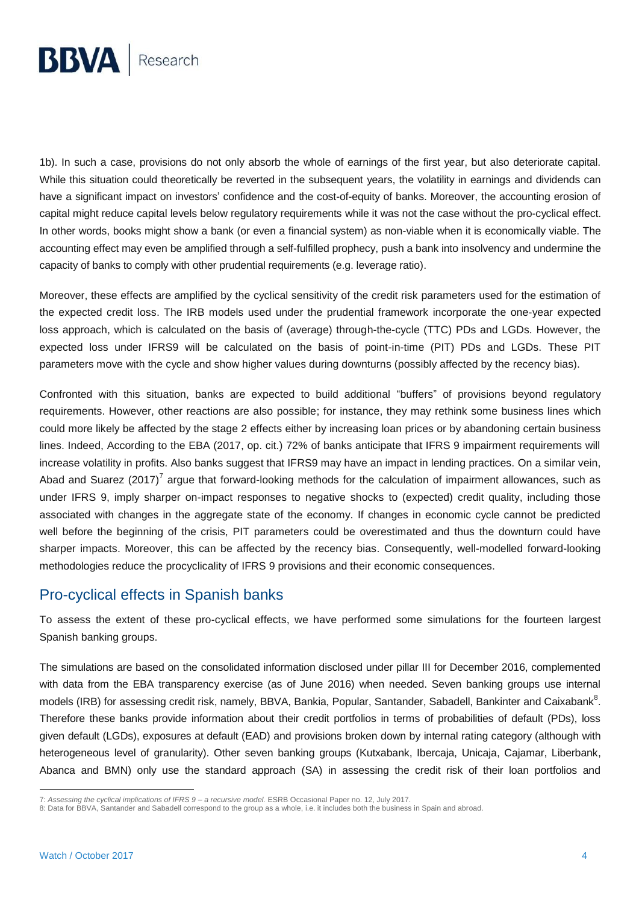1b). In such a case, provisions do not only absorb the whole of earnings of the first year, but also deteriorate capital. While this situation could theoretically be reverted in the subsequent years, the volatility in earnings and dividends can have a significant impact on investors' confidence and the cost-of-equity of banks. Moreover, the accounting erosion of capital might reduce capital levels below regulatory requirements while it was not the case without the pro-cyclical effect. In other words, books might show a bank (or even a financial system) as non-viable when it is economically viable. The accounting effect may even be amplified through a self-fulfilled prophecy, push a bank into insolvency and undermine the capacity of banks to comply with other prudential requirements (e.g. leverage ratio).

Moreover, these effects are amplified by the cyclical sensitivity of the credit risk parameters used for the estimation of the expected credit loss. The IRB models used under the prudential framework incorporate the one-year expected loss approach, which is calculated on the basis of (average) through-the-cycle (TTC) PDs and LGDs. However, the expected loss under IFRS9 will be calculated on the basis of point-in-time (PIT) PDs and LGDs. These PIT parameters move with the cycle and show higher values during downturns (possibly affected by the recency bias).

Confronted with this situation, banks are expected to build additional "buffers" of provisions beyond regulatory requirements. However, other reactions are also possible; for instance, they may rethink some business lines which could more likely be affected by the stage 2 effects either by increasing loan prices or by abandoning certain business lines. Indeed, According to the EBA (2017, op. cit.) 72% of banks anticipate that IFRS 9 impairment requirements will increase volatility in profits. Also banks suggest that IFRS9 may have an impact in lending practices. On a similar vein, Abad and Suarez (2017)[7] argue that forward-looking methods for the calculation of impairment allowances, such as under IFRS 9, imply sharper on-impact responses to negative shocks to (expected) credit quality, including those associated with changes in the aggregate state of the economy. If changes in economic cycle cannot be predicted well before the beginning of the crisis, PIT parameters could be overestimated and thus the downturn could have sharper impacts. Moreover, this can be affected by the recency bias. Consequently, well-modelled forward-looking methodologies reduce the procyclicality of IFRS 9 provisions and their economic consequences.

## Pro-cyclical effects in Spanish banks

To assess the extent of these pro-cyclical effects, we have performed some simulations for the fourteen largest Spanish banking groups.

The simulations are based on the consolidated information disclosed under pillar III for December 2016, complemented with data from the EBA transparency exercise (as of June 2016) when needed. Seven banking groups use internal models (IRB) for assessing credit risk, namely, BBVA, Bankia, Popular, Santander, Sabadell, Bankinter and Caixabank[8]. Therefore these banks provide information about their credit portfolios in terms of probabilities of default (PDs), loss given default (LGDs), exposures at default (EAD) and provisions broken down by internal rating category (although with heterogeneous level of granularity). Other seven banking groups (Kutxabank, Ibercaja, Unicaja, Cajamar, Liberbank, Abanca and BMN) only use the standard approach (SA) in assessing the credit risk of their loan portfolios and

---

7: *Assessing the cyclical implications of IFRS 9 – a recursive model.* ESRB Occasional Paper no. 12, July 2017.

8: Data for BBVA, Santander and Sabadell correspond to the group as a whole, i.e. it includes both the business in Spain and abroad.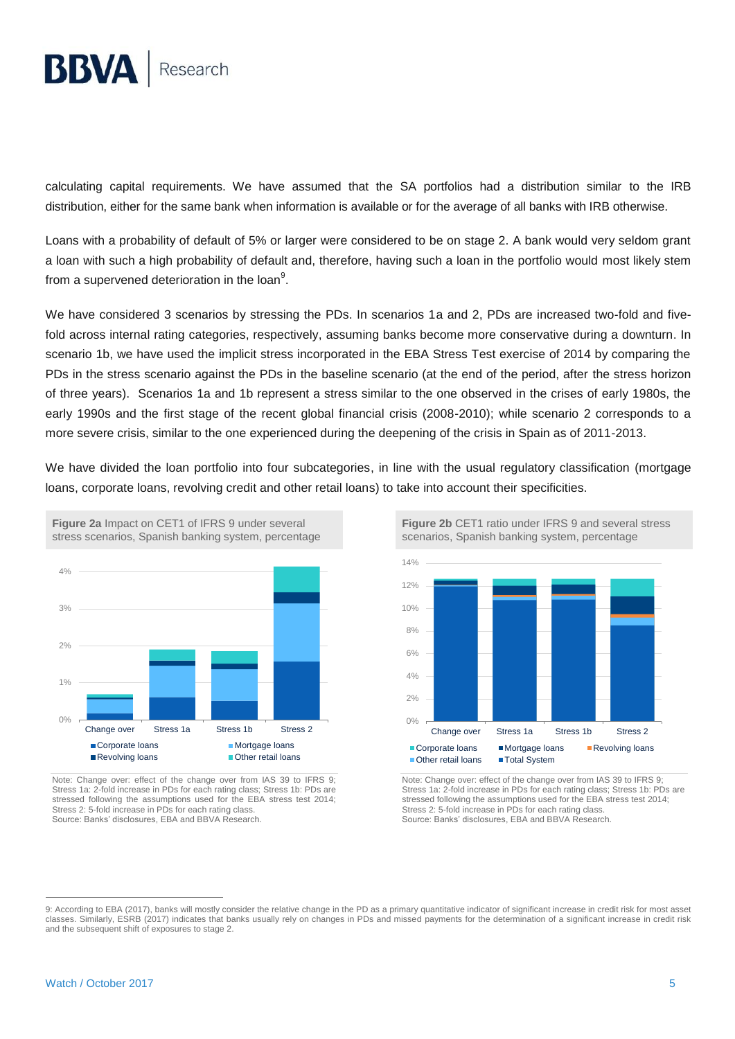calculating capital requirements. We have assumed that the SA portfolios had a distribution similar to the IRB distribution, either for the same bank when information is available or for the average of all banks with IRB otherwise.

Loans with a probability of default of 5% or larger were considered to be on stage 2. A bank would very seldom grant a loan with such a high probability of default and, therefore, having such a loan in the portfolio would most likely stem from a supervened deterioration in the loan[9].

We have considered 3 scenarios by stressing the PDs. In scenarios 1a and 2, PDs are increased two-fold and five-fold across internal rating categories, respectively, assuming banks become more conservative during a downturn. In scenario 1b, we have used the implicit stress incorporated in the EBA Stress Test exercise of 2014 by comparing the PDs in the stress scenario against the PDs in the baseline scenario (at the end of the period, after the stress horizon of three years). Scenarios 1a and 1b represent a stress similar to the one observed in the crises of early 1980s, the early 1990s and the first stage of the recent global financial crisis (2008-2010); while scenario 2 corresponds to a more severe crisis, similar to the one experienced during the deepening of the crisis in Spain as of 2011-2013.

We have divided the loan portfolio into four subcategories, in line with the usual regulatory classification (mortgage loans, corporate loans, revolving credit and other retail loans) to take into account their specificities.

**Figure 2a** Impact on CET1 of IFRS 9 under several stress scenarios, Spanish banking system, percentage

Note: Change over: effect of the change over from IAS 39 to IFRS 9; Stress 1a: 2-fold increase in PDs for each rating class; Stress 1b: PDs are stressed following the assumptions used for the EBA stress test 2014; Stress 2: 5-fold increase in PDs for each rating class.
Source: Banks' disclosures, EBA and BBVA Research.

**Figure 2b** CET1 ratio under IFRS 9 and several stress scenarios, Spanish banking system, percentage

Note: Change over: effect of the change over from IAS 39 to IFRS 9; Stress 1a: 2-fold increase in PDs for each rating class; Stress 1b: PDs are stressed following the assumptions used for the EBA stress test 2014; Stress 2: 5-fold increase in PDs for each rating class.
Source: Banks' disclosures, EBA and BBVA Research.

9: According to EBA (2017), banks will mostly consider the relative change in the PD as a primary quantitative indicator of significant increase in credit risk for most asset classes. Similarly, ESRB (2017) indicates that banks usually rely on changes in PDs and missed payments for the determination of a significant increase in credit risk and the subsequent shift of exposures to stage 2.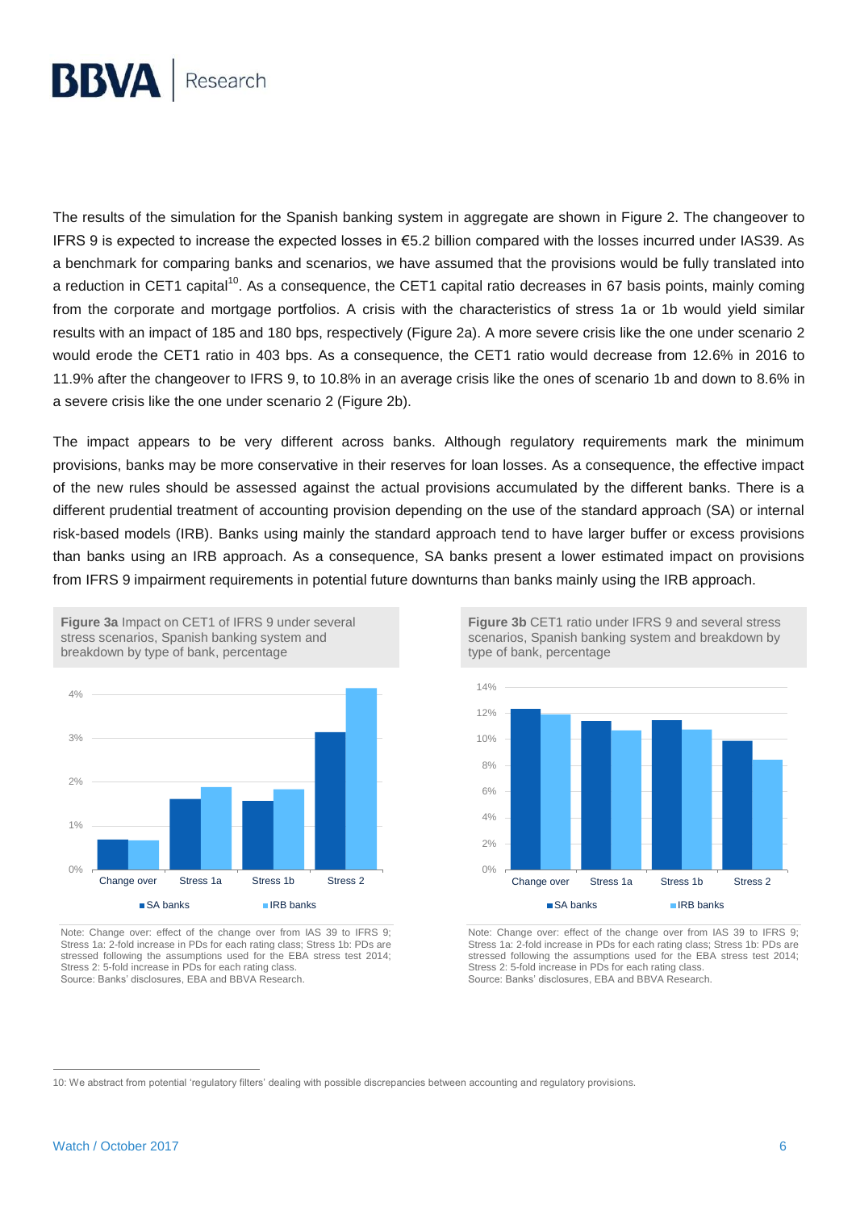The results of the simulation for the Spanish banking system in aggregate are shown in Figure 2. The changeover to IFRS 9 is expected to increase the expected losses in €5.2 billion compared with the losses incurred under IAS39. As a benchmark for comparing banks and scenarios, we have assumed that the provisions would be fully translated into a reduction in CET1 capital[10]. As a consequence, the CET1 capital ratio decreases in 67 basis points, mainly coming from the corporate and mortgage portfolios. A crisis with the characteristics of stress 1a or 1b would yield similar results with an impact of 185 and 180 bps, respectively (Figure 2a). A more severe crisis like the one under scenario 2 would erode the CET1 ratio in 403 bps. As a consequence, the CET1 ratio would decrease from 12.6% in 2016 to 11.9% after the changeover to IFRS 9, to 10.8% in an average crisis like the ones of scenario 1b and down to 8.6% in a severe crisis like the one under scenario 2 (Figure 2b).

The impact appears to be very different across banks. Although regulatory requirements mark the minimum provisions, banks may be more conservative in their reserves for loan losses. As a consequence, the effective impact of the new rules should be assessed against the actual provisions accumulated by the different banks. There is a different prudential treatment of accounting provision depending on the use of the standard approach (SA) or internal risk-based models (IRB). Banks using mainly the standard approach tend to have larger buffer or excess provisions than banks using an IRB approach. As a consequence, SA banks present a lower estimated impact on provisions from IFRS 9 impairment requirements in potential future downturns than banks mainly using the IRB approach.

**Figure 3a** Impact on CET1 of IFRS 9 under several stress scenarios, Spanish banking system and breakdown by type of bank, percentage

Note: Change over: effect of the change over from IAS 39 to IFRS 9; Stress 1a: 2-fold increase in PDs for each rating class; Stress 1b: PDs are stressed following the assumptions used for the EBA stress test 2014; Stress 2: 5-fold increase in PDs for each rating class.
Source: Banks' disclosures, EBA and BBVA Research.

**Figure 3b** CET1 ratio under IFRS 9 and several stress scenarios, Spanish banking system and breakdown by type of bank, percentage

Note: Change over: effect of the change over from IAS 39 to IFRS 9; Stress 1a: 2-fold increase in PDs for each rating class; Stress 1b: PDs are stressed following the assumptions used for the EBA stress test 2014; Stress 2: 5-fold increase in PDs for each rating class.
Source: Banks' disclosures, EBA and BBVA Research.

10: We abstract from potential 'regulatory filters' dealing with possible discrepancies between accounting and regulatory provisions.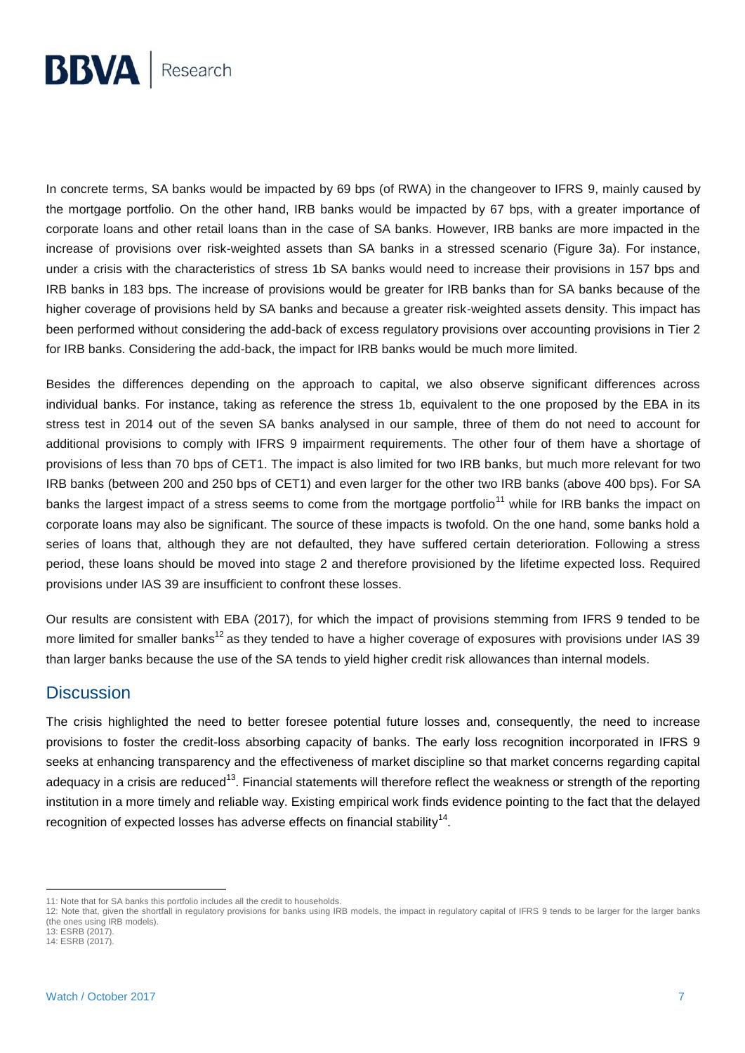In concrete terms, SA banks would be impacted by 69 bps (of RWA) in the changeover to IFRS 9, mainly caused by the mortgage portfolio. On the other hand, IRB banks would be impacted by 67 bps, with a greater importance of corporate loans and other retail loans than in the case of SA banks. However, IRB banks are more impacted in the increase of provisions over risk-weighted assets than SA banks in a stressed scenario (Figure 3a). For instance, under a crisis with the characteristics of stress 1b SA banks would need to increase their provisions in 157 bps and IRB banks in 183 bps. The increase of provisions would be greater for IRB banks than for SA banks because of the higher coverage of provisions held by SA banks and because a greater risk-weighted assets density. This impact has been performed without considering the add-back of excess regulatory provisions over accounting provisions in Tier 2 for IRB banks. Considering the add-back, the impact for IRB banks would be much more limited.

Besides the differences depending on the approach to capital, we also observe significant differences across individual banks. For instance, taking as reference the stress 1b, equivalent to the one proposed by the EBA in its stress test in 2014 out of the seven SA banks analysed in our sample, three of them do not need to account for additional provisions to comply with IFRS 9 impairment requirements. The other four of them have a shortage of provisions of less than 70 bps of CET1. The impact is also limited for two IRB banks, but much more relevant for two IRB banks (between 200 and 250 bps of CET1) and even larger for the other two IRB banks (above 400 bps). For SA banks the largest impact of a stress seems to come from the mortgage portfolio[11] while for IRB banks the impact on corporate loans may also be significant. The source of these impacts is twofold. On the one hand, some banks hold a series of loans that, although they are not defaulted, they have suffered certain deterioration. Following a stress period, these loans should be moved into stage 2 and therefore provisioned by the lifetime expected loss. Required provisions under IAS 39 are insufficient to confront these losses.

Our results are consistent with EBA (2017), for which the impact of provisions stemming from IFRS 9 tended to be more limited for smaller banks[12] as they tended to have a higher coverage of exposures with provisions under IAS 39 than larger banks because the use of the SA tends to yield higher credit risk allowances than internal models.

## Discussion

The crisis highlighted the need to better foresee potential future losses and, consequently, the need to increase provisions to foster the credit-loss absorbing capacity of banks. The early loss recognition incorporated in IFRS 9 seeks at enhancing transparency and the effectiveness of market discipline so that market concerns regarding capital adequacy in a crisis are reduced[13]. Financial statements will therefore reflect the weakness or strength of the reporting institution in a more timely and reliable way. Existing empirical work finds evidence pointing to the fact that the delayed recognition of expected losses has adverse effects on financial stability[14].

---

11: Note that for SA banks this portfolio includes all the credit to households.
12: Note that, given the shortfall in regulatory provisions for banks using IRB models, the impact in regulatory capital of IFRS 9 tends to be larger for the larger banks (the ones using IRB models).
13: ESRB (2017).
14: ESRB (2017).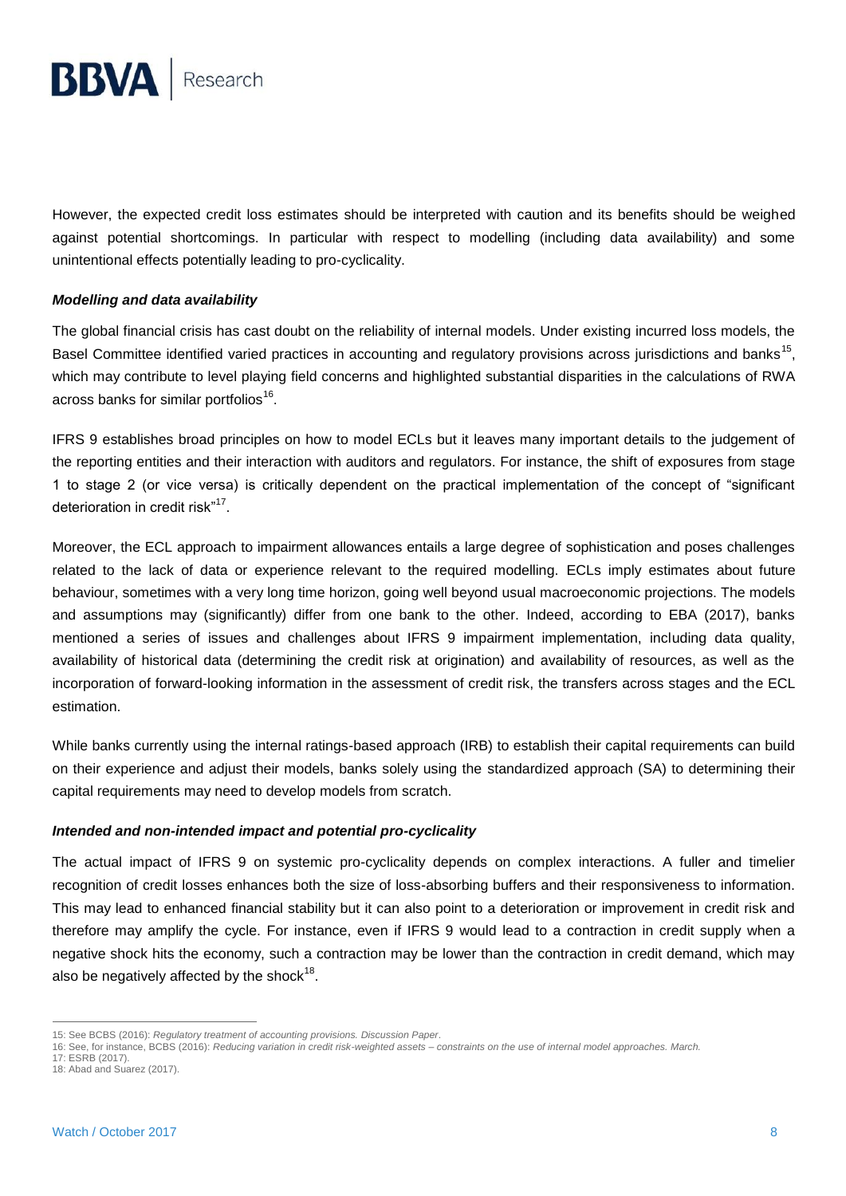However, the expected credit loss estimates should be interpreted with caution and its benefits should be weighed against potential shortcomings. In particular with respect to modelling (including data availability) and some unintentional effects potentially leading to pro-cyclicality.

***Modelling and data availability***

The global financial crisis has cast doubt on the reliability of internal models. Under existing incurred loss models, the Basel Committee identified varied practices in accounting and regulatory provisions across jurisdictions and banks[15], which may contribute to level playing field concerns and highlighted substantial disparities in the calculations of RWA across banks for similar portfolios[16].

IFRS 9 establishes broad principles on how to model ECLs but it leaves many important details to the judgement of the reporting entities and their interaction with auditors and regulators. For instance, the shift of exposures from stage 1 to stage 2 (or vice versa) is critically dependent on the practical implementation of the concept of "significant deterioration in credit risk"[17].

Moreover, the ECL approach to impairment allowances entails a large degree of sophistication and poses challenges related to the lack of data or experience relevant to the required modelling. ECLs imply estimates about future behaviour, sometimes with a very long time horizon, going well beyond usual macroeconomic projections. The models and assumptions may (significantly) differ from one bank to the other. Indeed, according to EBA (2017), banks mentioned a series of issues and challenges about IFRS 9 impairment implementation, including data quality, availability of historical data (determining the credit risk at origination) and availability of resources, as well as the incorporation of forward-looking information in the assessment of credit risk, the transfers across stages and the ECL estimation.

While banks currently using the internal ratings-based approach (IRB) to establish their capital requirements can build on their experience and adjust their models, banks solely using the standardized approach (SA) to determining their capital requirements may need to develop models from scratch.

***Intended and non-intended impact and potential pro-cyclicality***

The actual impact of IFRS 9 on systemic pro-cyclicality depends on complex interactions. A fuller and timelier recognition of credit losses enhances both the size of loss-absorbing buffers and their responsiveness to information. This may lead to enhanced financial stability but it can also point to a deterioration or improvement in credit risk and therefore may amplify the cycle. For instance, even if IFRS 9 would lead to a contraction in credit supply when a negative shock hits the economy, such a contraction may be lower than the contraction in credit demand, which may also be negatively affected by the shock[18].

---

15: See BCBS (2016): *Regulatory treatment of accounting provisions. Discussion Paper*.
16: See, for instance, BCBS (2016): *Reducing variation in credit risk-weighted assets – constraints on the use of internal model approaches. March.*
17: ESRB (2017).
18: Abad and Suarez (2017).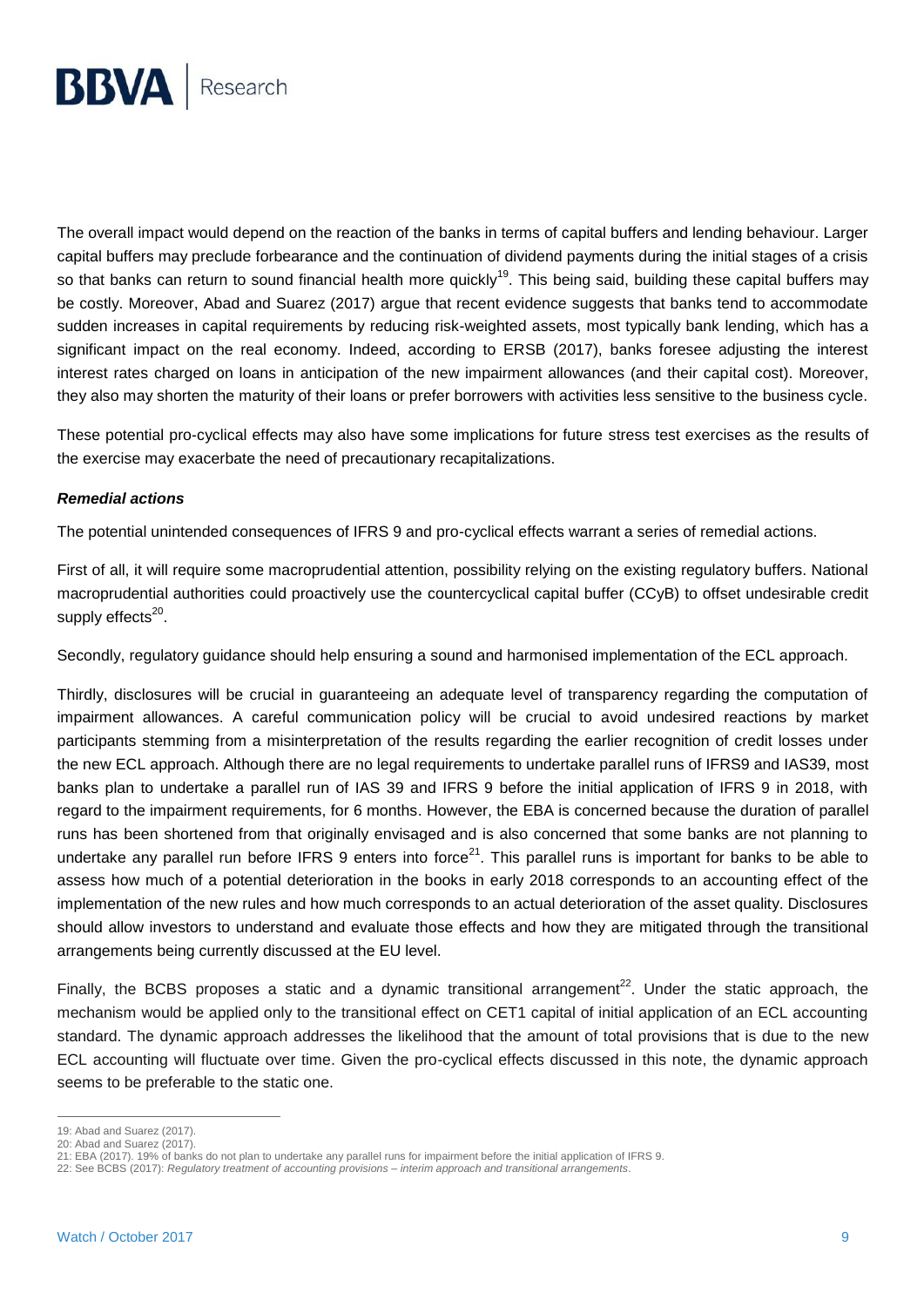The overall impact would depend on the reaction of the banks in terms of capital buffers and lending behaviour. Larger capital buffers may preclude forbearance and the continuation of dividend payments during the initial stages of a crisis so that banks can return to sound financial health more quickly[19]. This being said, building these capital buffers may be costly. Moreover, Abad and Suarez (2017) argue that recent evidence suggests that banks tend to accommodate sudden increases in capital requirements by reducing risk-weighted assets, most typically bank lending, which has a significant impact on the real economy. Indeed, according to ERSB (2017), banks foresee adjusting the interest interest rates charged on loans in anticipation of the new impairment allowances (and their capital cost). Moreover, they also may shorten the maturity of their loans or prefer borrowers with activities less sensitive to the business cycle.

These potential pro-cyclical effects may also have some implications for future stress test exercises as the results of the exercise may exacerbate the need of precautionary recapitalizations.

***Remedial actions***

The potential unintended consequences of IFRS 9 and pro-cyclical effects warrant a series of remedial actions.

First of all, it will require some macroprudential attention, possibility relying on the existing regulatory buffers. National macroprudential authorities could proactively use the countercyclical capital buffer (CCyB) to offset undesirable credit supply effects[20].

Secondly, regulatory guidance should help ensuring a sound and harmonised implementation of the ECL approach.

Thirdly, disclosures will be crucial in guaranteeing an adequate level of transparency regarding the computation of impairment allowances. A careful communication policy will be crucial to avoid undesired reactions by market participants stemming from a misinterpretation of the results regarding the earlier recognition of credit losses under the new ECL approach. Although there are no legal requirements to undertake parallel runs of IFRS9 and IAS39, most banks plan to undertake a parallel run of IAS 39 and IFRS 9 before the initial application of IFRS 9 in 2018, with regard to the impairment requirements, for 6 months. However, the EBA is concerned because the duration of parallel runs has been shortened from that originally envisaged and is also concerned that some banks are not planning to undertake any parallel run before IFRS 9 enters into force[21]. This parallel runs is important for banks to be able to assess how much of a potential deterioration in the books in early 2018 corresponds to an accounting effect of the implementation of the new rules and how much corresponds to an actual deterioration of the asset quality. Disclosures should allow investors to understand and evaluate those effects and how they are mitigated through the transitional arrangements being currently discussed at the EU level.

Finally, the BCBS proposes a static and a dynamic transitional arrangement[22]. Under the static approach, the mechanism would be applied only to the transitional effect on CET1 capital of initial application of an ECL accounting standard. The dynamic approach addresses the likelihood that the amount of total provisions that is due to the new ECL accounting will fluctuate over time. Given the pro-cyclical effects discussed in this note, the dynamic approach seems to be preferable to the static one.

---

19: Abad and Suarez (2017).
20: Abad and Suarez (2017).
21: EBA (2017). 19% of banks do not plan to undertake any parallel runs for impairment before the initial application of IFRS 9.
22: See BCBS (2017): *Regulatory treatment of accounting provisions – interim approach and transitional arrangements*.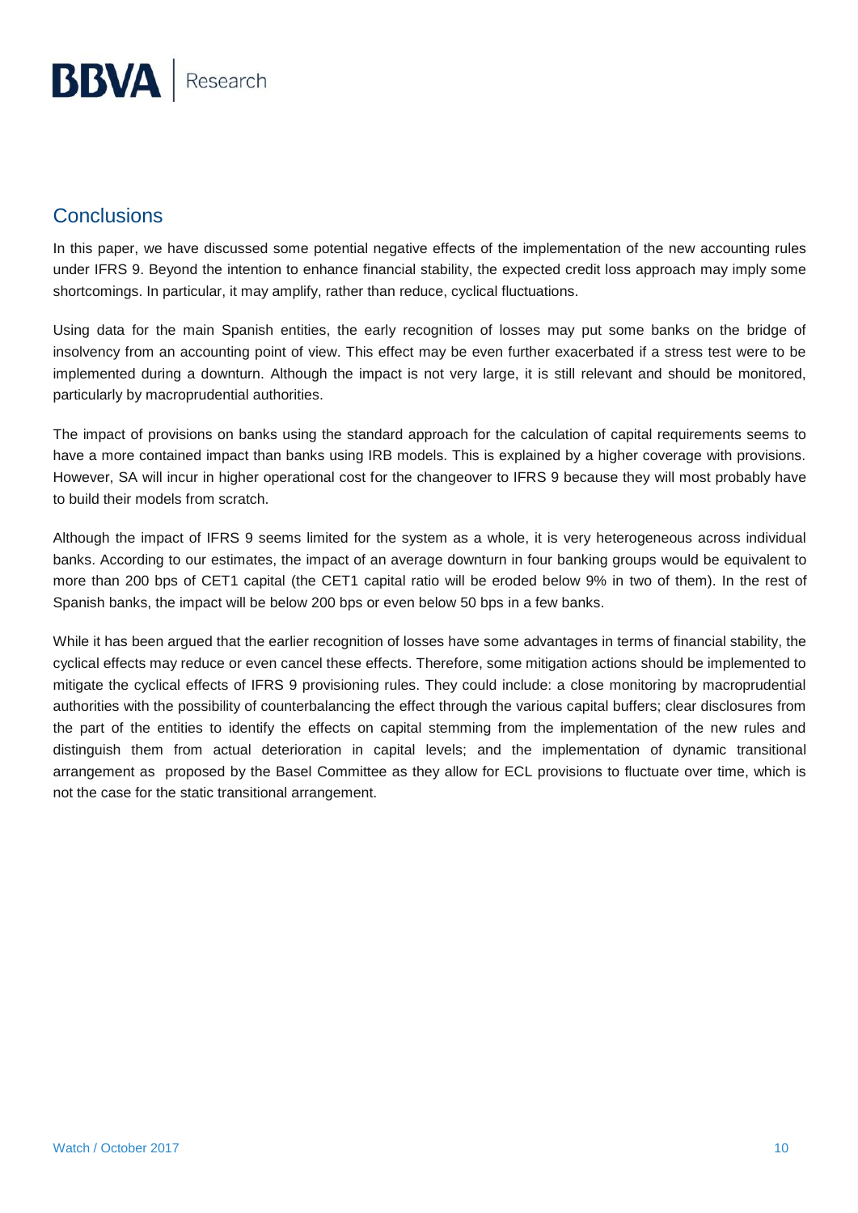## Conclusions

In this paper, we have discussed some potential negative effects of the implementation of the new accounting rules under IFRS 9. Beyond the intention to enhance financial stability, the expected credit loss approach may imply some shortcomings. In particular, it may amplify, rather than reduce, cyclical fluctuations.

Using data for the main Spanish entities, the early recognition of losses may put some banks on the bridge of insolvency from an accounting point of view. This effect may be even further exacerbated if a stress test were to be implemented during a downturn. Although the impact is not very large, it is still relevant and should be monitored, particularly by macroprudential authorities.

The impact of provisions on banks using the standard approach for the calculation of capital requirements seems to have a more contained impact than banks using IRB models. This is explained by a higher coverage with provisions. However, SA will incur in higher operational cost for the changeover to IFRS 9 because they will most probably have to build their models from scratch.

Although the impact of IFRS 9 seems limited for the system as a whole, it is very heterogeneous across individual banks. According to our estimates, the impact of an average downturn in four banking groups would be equivalent to more than 200 bps of CET1 capital (the CET1 capital ratio will be eroded below 9% in two of them). In the rest of Spanish banks, the impact will be below 200 bps or even below 50 bps in a few banks.

While it has been argued that the earlier recognition of losses have some advantages in terms of financial stability, the cyclical effects may reduce or even cancel these effects. Therefore, some mitigation actions should be implemented to mitigate the cyclical effects of IFRS 9 provisioning rules. They could include: a close monitoring by macroprudential authorities with the possibility of counterbalancing the effect through the various capital buffers; clear disclosures from the part of the entities to identify the effects on capital stemming from the implementation of the new rules and distinguish them from actual deterioration in capital levels; and the implementation of dynamic transitional arrangement as proposed by the Basel Committee as they allow for ECL provisions to fluctuate over time, which is not the case for the static transitional arrangement.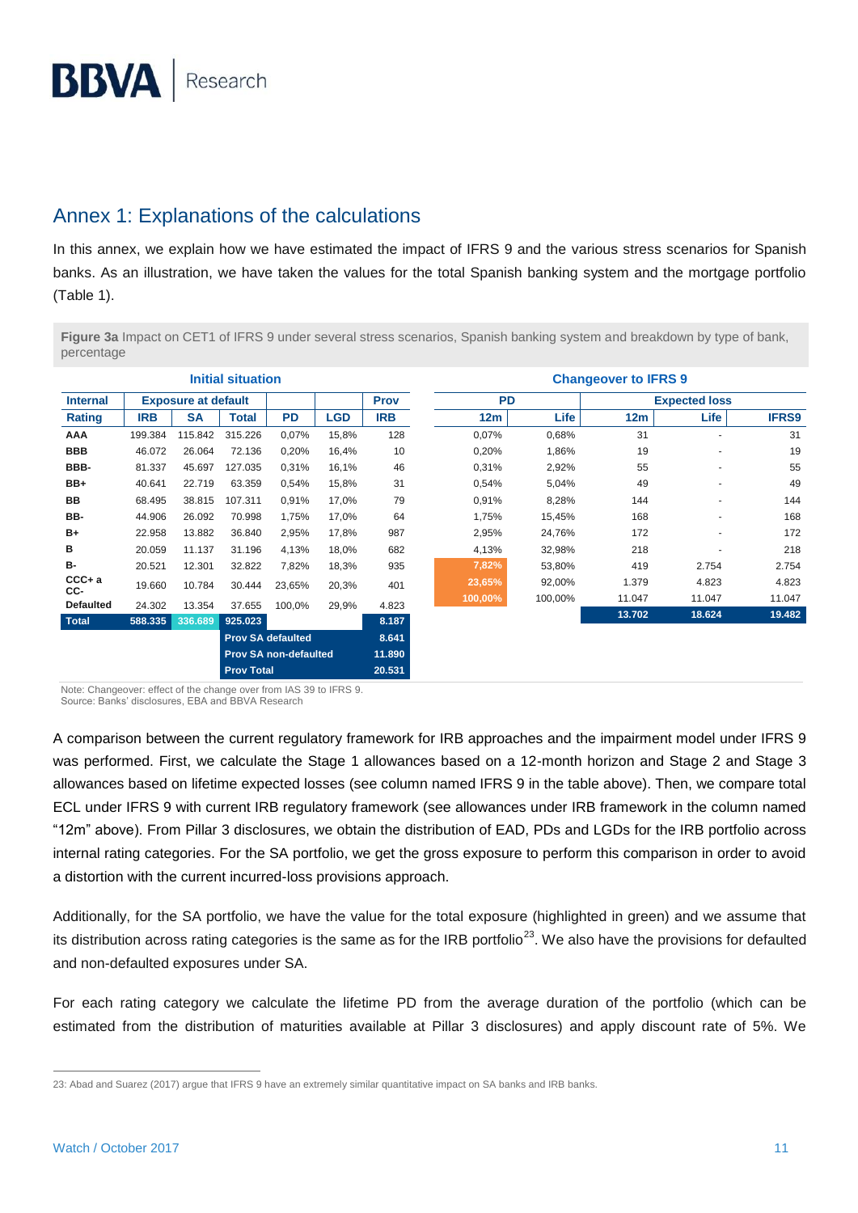## Annex 1: Explanations of the calculations

In this annex, we explain how we have estimated the impact of IFRS 9 and the various stress scenarios for Spanish banks. As an illustration, we have taken the values for the total Spanish banking system and the mortgage portfolio (Table 1).

**Figure 3a** Impact on CET1 of IFRS 9 under several stress scenarios, Spanish banking system and breakdown by type of bank, percentage

| Initial situation | | | | | | | Changeover to IFRS 9 | | | | |
|---|---|---|---|---|---|---|---|---|---|---|---|
| Internal | Exposure at default | | | | | Prov | PD | | Expected loss | | |
| Rating | IRB | SA | Total | PD | LGD | IRB | 12m | Life | 12m | Life | IFRS9 |
| AAA | 199.384 | 115.842 | 315.226 | 0,07% | 15,8% | 128 | 0,07% | 0,68% | 31 | - | 31 |
| BBB | 46.072 | 26.064 | 72.136 | 0,20% | 16,4% | 10 | 0,20% | 1,86% | 19 | - | 19 |
| BBB- | 81.337 | 45.697 | 127.035 | 0,31% | 16,1% | 46 | 0,31% | 2,92% | 55 | - | 55 |
| BB+ | 40.641 | 22.719 | 63.359 | 0,54% | 15,8% | 31 | 0,54% | 5,04% | 49 | - | 49 |
| BB | 68.495 | 38.815 | 107.311 | 0,91% | 17,0% | 79 | 0,91% | 8,28% | 144 | - | 144 |
| BB- | 44.906 | 26.092 | 70.998 | 1,75% | 17,0% | 64 | 1,75% | 15,45% | 168 | - | 168 |
| B+ | 22.958 | 13.882 | 36.840 | 2,95% | 17,8% | 987 | 2,95% | 24,76% | 172 | - | 172 |
| B | 20.059 | 11.137 | 31.196 | 4,13% | 18,0% | 682 | 4,13% | 32,98% | 218 | - | 218 |
| B- | 20.521 | 12.301 | 32.822 | 7,82% | 18,3% | 935 | 7,82% | 53,80% | 419 | 2.754 | 2.754 |
| CCC+ a CC- | 19.660 | 10.784 | 30.444 | 23,65% | 20,3% | 401 | 23,65% | 92,00% | 1.379 | 4.823 | 4.823 |
| Defaulted | 24.302 | 13.354 | 37.655 | 100,0% | 29,9% | 4.823 | 100,00% | 100,00% | 11.047 | 11.047 | 11.047 |
| **Total** | **588.335** | **336.689** | **925.023** | | | **8.187** | | | **13.702** | **18.624** | **19.482** |
| | | | **Prov SA defaulted** | | | **8.641** | | | | | |
| | | | **Prov SA non-defaulted** | | | **11.890** | | | | | |
| | | | **Prov Total** | | | **20.531** | | | | | |

Note: Changeover: effect of the change over from IAS 39 to IFRS 9.
Source: Banks' disclosures, EBA and BBVA Research

A comparison between the current regulatory framework for IRB approaches and the impairment model under IFRS 9 was performed. First, we calculate the Stage 1 allowances based on a 12-month horizon and Stage 2 and Stage 3 allowances based on lifetime expected losses (see column named IFRS 9 in the table above). Then, we compare total ECL under IFRS 9 with current IRB regulatory framework (see allowances under IRB framework in the column named "12m" above). From Pillar 3 disclosures, we obtain the distribution of EAD, PDs and LGDs for the IRB portfolio across internal rating categories. For the SA portfolio, we get the gross exposure to perform this comparison in order to avoid a distortion with the current incurred-loss provisions approach.

Additionally, for the SA portfolio, we have the value for the total exposure (highlighted in green) and we assume that its distribution across rating categories is the same as for the IRB portfolio[23]. We also have the provisions for defaulted and non-defaulted exposures under SA.

For each rating category we calculate the lifetime PD from the average duration of the portfolio (which can be estimated from the distribution of maturities available at Pillar 3 disclosures) and apply discount rate of 5%. We

23: Abad and Suarez (2017) argue that IFRS 9 have an extremely similar quantitative impact on SA banks and IRB banks.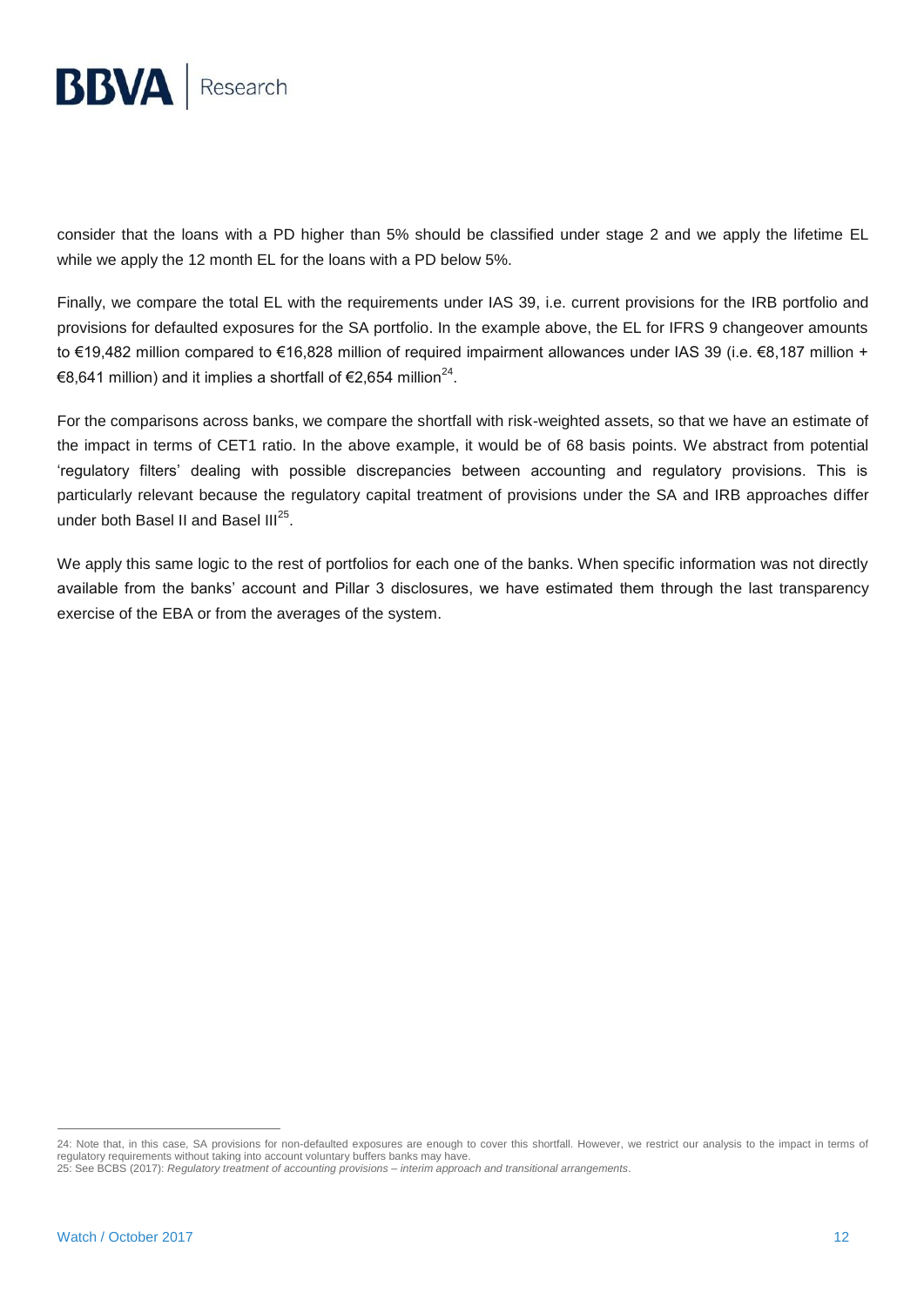consider that the loans with a PD higher than 5% should be classified under stage 2 and we apply the lifetime EL while we apply the 12 month EL for the loans with a PD below 5%.

Finally, we compare the total EL with the requirements under IAS 39, i.e. current provisions for the IRB portfolio and provisions for defaulted exposures for the SA portfolio. In the example above, the EL for IFRS 9 changeover amounts to €19,482 million compared to €16,828 million of required impairment allowances under IAS 39 (i.e. €8,187 million + €8,641 million) and it implies a shortfall of €2,654 million[24].

For the comparisons across banks, we compare the shortfall with risk-weighted assets, so that we have an estimate of the impact in terms of CET1 ratio. In the above example, it would be of 68 basis points. We abstract from potential 'regulatory filters' dealing with possible discrepancies between accounting and regulatory provisions. This is particularly relevant because the regulatory capital treatment of provisions under the SA and IRB approaches differ under both Basel II and Basel III[25].

We apply this same logic to the rest of portfolios for each one of the banks. When specific information was not directly available from the banks' account and Pillar 3 disclosures, we have estimated them through the last transparency exercise of the EBA or from the averages of the system.

---

24: Note that, in this case, SA provisions for non-defaulted exposures are enough to cover this shortfall. However, we restrict our analysis to the impact in terms of regulatory requirements without taking into account voluntary buffers banks may have.
25: See BCBS (2017): *Regulatory treatment of accounting provisions – interim approach and transitional arrangements*.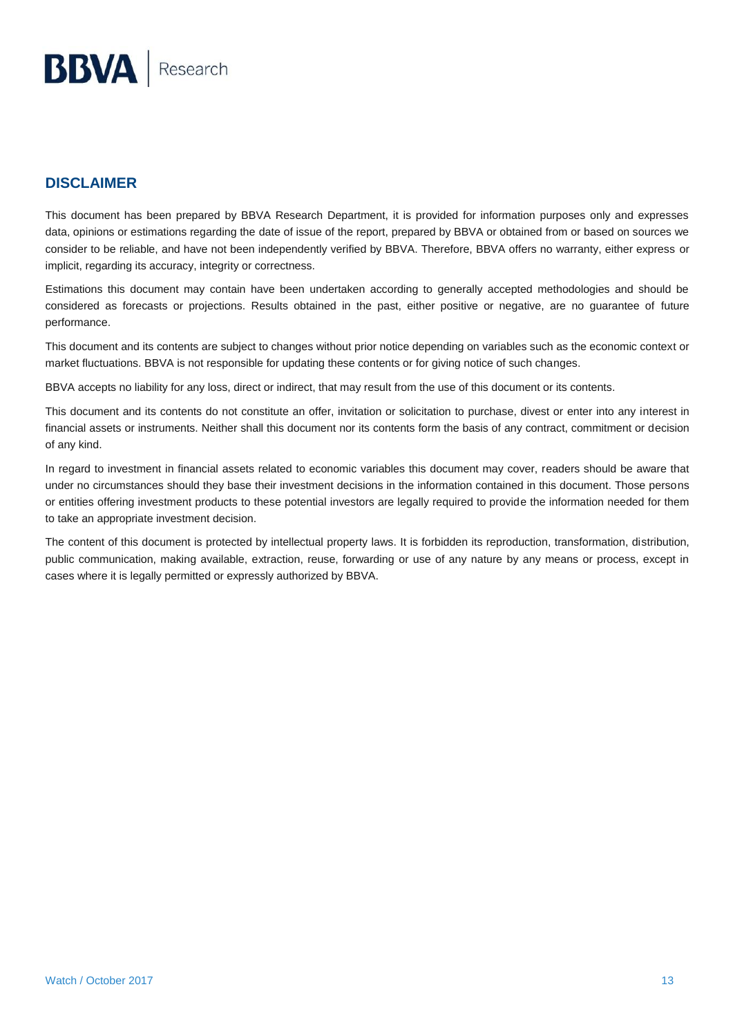## DISCLAIMER

This document has been prepared by BBVA Research Department, it is provided for information purposes only and expresses data, opinions or estimations regarding the date of issue of the report, prepared by BBVA or obtained from or based on sources we consider to be reliable, and have not been independently verified by BBVA. Therefore, BBVA offers no warranty, either express or implicit, regarding its accuracy, integrity or correctness.

Estimations this document may contain have been undertaken according to generally accepted methodologies and should be considered as forecasts or projections. Results obtained in the past, either positive or negative, are no guarantee of future performance.

This document and its contents are subject to changes without prior notice depending on variables such as the economic context or market fluctuations. BBVA is not responsible for updating these contents or for giving notice of such changes.

BBVA accepts no liability for any loss, direct or indirect, that may result from the use of this document or its contents.

This document and its contents do not constitute an offer, invitation or solicitation to purchase, divest or enter into any interest in financial assets or instruments. Neither shall this document nor its contents form the basis of any contract, commitment or decision of any kind.

In regard to investment in financial assets related to economic variables this document may cover, readers should be aware that under no circumstances should they base their investment decisions in the information contained in this document. Those persons or entities offering investment products to these potential investors are legally required to provide the information needed for them to take an appropriate investment decision.

The content of this document is protected by intellectual property laws. It is forbidden its reproduction, transformation, distribution, public communication, making available, extraction, reuse, forwarding or use of any nature by any means or process, except in cases where it is legally permitted or expressly authorized by BBVA.